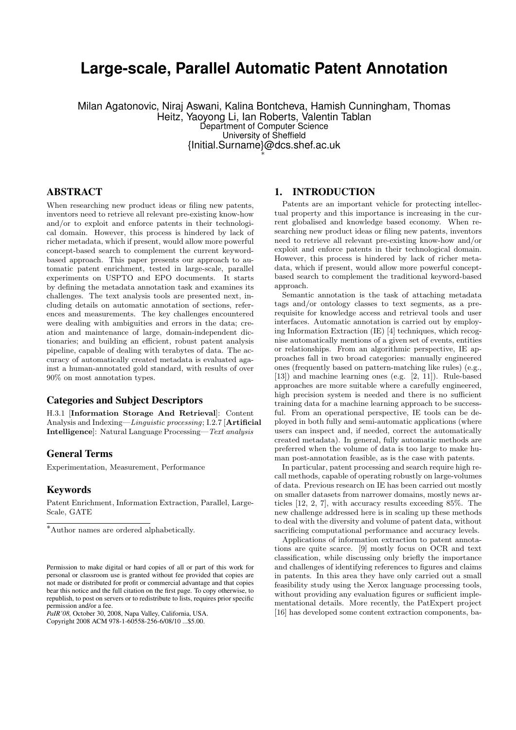# Large-scale, Parallel Automatic Patent Annotation

Milan Agatonovic, Niraj Aswani, Kalina Bontcheva, Hamish Cunningham, Thomas Heitz, Yaoyong Li, Ian Roberts, Valentin Tablan
Department of Computer Science
University of Sheffield
{Initial.Surname}@dcs.shef.ac.uk
*

## ABSTRACT

When researching new product ideas or filing new patents, inventors need to retrieve all relevant pre-existing know-how and/or to exploit and enforce patents in their technological domain. However, this process is hindered by lack of richer metadata, which if present, would allow more powerful concept-based search to complement the current keyword-based approach. This paper presents our approach to automatic patent enrichment, tested in large-scale, parallel experiments on USPTO and EPO documents. It starts by defining the metadata annotation task and examines its challenges. The text analysis tools are presented next, including details on automatic annotation of sections, references and measurements. The key challenges encountered were dealing with ambiguities and errors in the data; creation and maintenance of large, domain-independent dictionaries; and building an efficient, robust patent analysis pipeline, capable of dealing with terabytes of data. The accuracy of automatically created metadata is evaluated against a human-annotated gold standard, with results of over 90% on most annotation types.

### Categories and Subject Descriptors

H.3.1 [**Information Storage And Retrieval**]: Content Analysis and Indexing—*Linguistic processing*; I.2.7 [**Artificial Intelligence**]: Natural Language Processing—*Text analysis*

### General Terms

Experimentation, Measurement, Performance

### Keywords

Patent Enrichment, Information Extraction, Parallel, Large-Scale, GATE

*Author names are ordered alphabetically.

Permission to make digital or hard copies of all or part of this work for personal or classroom use is granted without fee provided that copies are not made or distributed for profit or commercial advantage and that copies bear this notice and the full citation on the first page. To copy otherwise, to republish, to post on servers or to redistribute to lists, requires prior specific permission and/or a fee.
*PaIR'08,* October 30, 2008, Napa Valley, California, USA.
Copyright 2008 ACM 978-1-60558-256-6/08/10 ...$5.00.

## 1. INTRODUCTION

Patents are an important vehicle for protecting intellectual property and this importance is increasing in the current globalised and knowledge based economy. When researching new product ideas or filing new patents, inventors need to retrieve all relevant pre-existing know-how and/or exploit and enforce patents in their technological domain. However, this process is hindered by lack of richer metadata, which if present, would allow more powerful concept-based search to complement the traditional keyword-based approach.

Semantic annotation is the task of attaching metadata tags and/or ontology classes to text segments, as a prerequisite for knowledge access and retrieval tools and user interfaces. Automatic annotation is carried out by employing Information Extraction (IE) [4] techniques, which recognise automatically mentions of a given set of events, entities or relationships. From an algorithmic perspective, IE approaches fall in two broad categories: manually engineered ones (frequently based on pattern-matching like rules) (e.g., [13]) and machine learning ones (e.g. [2, 11]). Rule-based approaches are more suitable where a carefully engineered, high precision system is needed and there is no sufficient training data for a machine learning approach to be successful. From an operational perspective, IE tools can be deployed in both fully and semi-automatic applications (where users can inspect and, if needed, correct the automatically created metadata). In general, fully automatic methods are preferred when the volume of data is too large to make human post-annotation feasible, as is the case with patents.

In particular, patent processing and search require high recall methods, capable of operating robustly on large-volumes of data. Previous research on IE has been carried out mostly on smaller datasets from narrower domains, mostly news articles [12, 2, 7], with accuracy results exceeding 85%. The new challenge addressed here is in scaling up these methods to deal with the diversity and volume of patent data, without sacrificing computational performance and accuracy levels.

Applications of information extraction to patent annotations are quite scarce. [9] mostly focus on OCR and text classification, while discussing only briefly the importance and challenges of identifying references to figures and claims in patents. In this area they have only carried out a small feasibility study using the Xerox language processing tools, without providing any evaluation figures or sufficient implementational details. More recently, the PatExpert project [16] has developed some content extraction components, ba-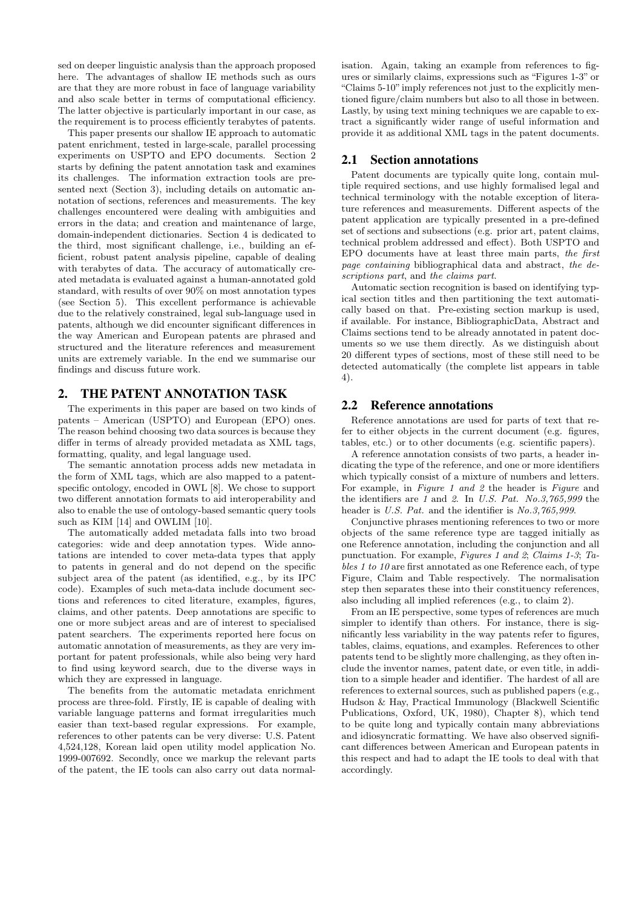sed on deeper linguistic analysis than the approach proposed here. The advantages of shallow IE methods such as ours are that they are more robust in face of language variability and also scale better in terms of computational efficiency. The latter objective is particularly important in our case, as the requirement is to process efficiently terabytes of patents.

This paper presents our shallow IE approach to automatic patent enrichment, tested in large-scale, parallel processing experiments on USPTO and EPO documents. Section 2 starts by defining the patent annotation task and examines its challenges. The information extraction tools are presented next (Section 3), including details on automatic annotation of sections, references and measurements. The key challenges encountered were dealing with ambiguities and errors in the data; and creation and maintenance of large, domain-independent dictionaries. Section 4 is dedicated to the third, most significant challenge, i.e., building an efficient, robust patent analysis pipeline, capable of dealing with terabytes of data. The accuracy of automatically created metadata is evaluated against a human-annotated gold standard, with results of over 90% on most annotation types (see Section 5). This excellent performance is achievable due to the relatively constrained, legal sub-language used in patents, although we did encounter significant differences in the way American and European patents are phrased and structured and the literature references and measurement units are extremely variable. In the end we summarise our findings and discuss future work.

## 2. THE PATENT ANNOTATION TASK

The experiments in this paper are based on two kinds of patents – American (USPTO) and European (EPO) ones. The reason behind choosing two data sources is because they differ in terms of already provided metadata as XML tags, formatting, quality, and legal language used.

The semantic annotation process adds new metadata in the form of XML tags, which are also mapped to a patent-specific ontology, encoded in OWL [8]. We chose to support two different annotation formats to aid interoperability and also to enable the use of ontology-based semantic query tools such as KIM [14] and OWLIM [10].

The automatically added metadata falls into two broad categories: wide and deep annotation types. Wide annotations are intended to cover meta-data types that apply to patents in general and do not depend on the specific subject area of the patent (as identified, e.g., by its IPC code). Examples of such meta-data include document sections and references to cited literature, examples, figures, claims, and other patents. Deep annotations are specific to one or more subject areas and are of interest to specialised patent searchers. The experiments reported here focus on automatic annotation of measurements, as they are very important for patent professionals, while also being very hard to find using keyword search, due to the diverse ways in which they are expressed in language.

The benefits from the automatic metadata enrichment process are three-fold. Firstly, IE is capable of dealing with variable language patterns and format irregularities much easier than text-based regular expressions. For example, references to other patents can be very diverse: U.S. Patent 4,524,128, Korean laid open utility model application No. 1999-007692. Secondly, once we markup the relevant parts of the patent, the IE tools can also carry out data normalisation. Again, taking an example from references to figures or similarly claims, expressions such as "Figures 1-3" or "Claims 5-10" imply references not just to the explicitly mentioned figure/claim numbers but also to all those in between. Lastly, by using text mining techniques we are capable to extract a significantly wider range of useful information and provide it as additional XML tags in the patent documents.

### 2.1 Section annotations

Patent documents are typically quite long, contain multiple required sections, and use highly formalised legal and technical terminology with the notable exception of literature references and measurements. Different aspects of the patent application are typically presented in a pre-defined set of sections and subsections (e.g. prior art, patent claims, technical problem addressed and effect). Both USPTO and EPO documents have at least three main parts, *the first page containing* bibliographical data and abstract, *the descriptions part*, and *the claims part*.

Automatic section recognition is based on identifying typical section titles and then partitioning the text automatically based on that. Pre-existing section markup is used, if available. For instance, BibliographicData, Abstract and Claims sections tend to be already annotated in patent documents so we use them directly. As we distinguish about 20 different types of sections, most of these still need to be detected automatically (the complete list appears in table 4).

### 2.2 Reference annotations

Reference annotations are used for parts of text that refer to either objects in the current document (e.g. figures, tables, etc.) or to other documents (e.g. scientific papers).

A reference annotation consists of two parts, a header indicating the type of the reference, and one or more identifiers which typically consist of a mixture of numbers and letters. For example, in *Figure 1 and 2* the header is *Figure* and the identifiers are *1* and *2*. In *U.S. Pat. No.3,765,999* the header is *U.S. Pat.* and the identifier is *No.3,765,999*.

Conjunctive phrases mentioning references to two or more objects of the same reference type are tagged initially as one Reference annotation, including the conjunction and all punctuation. For example, *Figures 1 and 2*; *Claims 1-3*; *Tables 1 to 10* are first annotated as one Reference each, of type Figure, Claim and Table respectively. The normalisation step then separates these into their constituency references, also including all implied references (e.g., to claim 2).

From an IE perspective, some types of references are much simpler to identify than others. For instance, there is significantly less variability in the way patents refer to figures, tables, claims, equations, and examples. References to other patents tend to be slightly more challenging, as they often include the inventor names, patent date, or even title, in addition to a simple header and identifier. The hardest of all are references to external sources, such as published papers (e.g., Hudson & Hay, Practical Immunology (Blackwell Scientific Publications, Oxford, UK, 1980), Chapter 8), which tend to be quite long and typically contain many abbreviations and idiosyncratic formatting. We have also observed significant differences between American and European patents in this respect and had to adapt the IE tools to deal with that accordingly.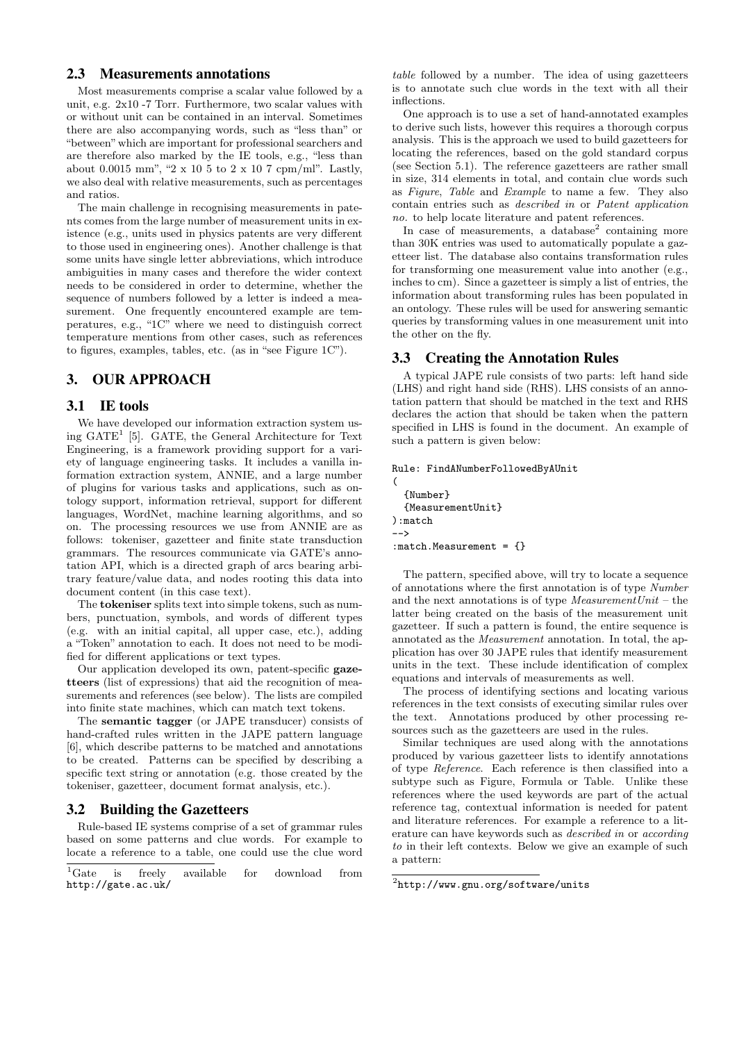### 2.3 Measurements annotations

Most measurements comprise a scalar value followed by a unit, e.g. 2x10 -7 Torr. Furthermore, two scalar values with or without unit can be contained in an interval. Sometimes there are also accompanying words, such as "less than" or "between" which are important for professional searchers and are therefore also marked by the IE tools, e.g., "less than about 0.0015 mm", "2 x 10 5 to 2 x 10 7 cpm/ml". Lastly, we also deal with relative measurements, such as percentages and ratios.

The main challenge in recognising measurements in patents comes from the large number of measurement units in existence (e.g., units used in physics patents are very different to those used in engineering ones). Another challenge is that some units have single letter abbreviations, which introduce ambiguities in many cases and therefore the wider context needs to be considered in order to determine, whether the sequence of numbers followed by a letter is indeed a measurement. One frequently encountered example are temperatures, e.g., "1C" where we need to distinguish correct temperature mentions from other cases, such as references to figures, examples, tables, etc. (as in "see Figure 1C").

## 3. OUR APPROACH

### 3.1 IE tools

We have developed our information extraction system using GATE[1] [5]. GATE, the General Architecture for Text Engineering, is a framework providing support for a variety of language engineering tasks. It includes a vanilla information extraction system, ANNIE, and a large number of plugins for various tasks and applications, such as ontology support, information retrieval, support for different languages, WordNet, machine learning algorithms, and so on. The processing resources we use from ANNIE are as follows: tokeniser, gazetteer and finite state transduction grammars. The resources communicate via GATE's annotation API, which is a directed graph of arcs bearing arbitrary feature/value data, and nodes rooting this data into document content (in this case text).

The **tokeniser** splits text into simple tokens, such as numbers, punctuation, symbols, and words of different types (e.g. with an initial capital, all upper case, etc.), adding a "Token" annotation to each. It does not need to be modified for different applications or text types.

Our application developed its own, patent-specific **gazetteers** (list of expressions) that aid the recognition of measurements and references (see below). The lists are compiled into finite state machines, which can match text tokens.

The **semantic tagger** (or JAPE transducer) consists of hand-crafted rules written in the JAPE pattern language [6], which describe patterns to be matched and annotations to be created. Patterns can be specified by describing a specific text string or annotation (e.g. those created by the tokeniser, gazetteer, document format analysis, etc.).

### 3.2 Building the Gazetteers

Rule-based IE systems comprise of a set of grammar rules based on some patterns and clue words. For example to locate a reference to a table, one could use the clue word *table* followed by a number. The idea of using gazetteers is to annotate such clue words in the text with all their inflections.

One approach is to use a set of hand-annotated examples to derive such lists, however this requires a thorough corpus analysis. This is the approach we used to build gazetteers for locating the references, based on the gold standard corpus (see Section 5.1). The reference gazetteers are rather small in size, 314 elements in total, and contain clue words such as *Figure*, *Table* and *Example* to name a few. They also contain entries such as *described in* or *Patent application no.* to help locate literature and patent references.

In case of measurements, a database[2] containing more than 30K entries was used to automatically populate a gazetteer list. The database also contains transformation rules for transforming one measurement value into another (e.g., inches to cm). Since a gazetteer is simply a list of entries, the information about transforming rules has been populated in an ontology. These rules will be used for answering semantic queries by transforming values in one measurement unit into the other on the fly.

### 3.3 Creating the Annotation Rules

A typical JAPE rule consists of two parts: left hand side (LHS) and right hand side (RHS). LHS consists of an annotation pattern that should be matched in the text and RHS declares the action that should be taken when the pattern specified in LHS is found in the document. An example of such a pattern is given below:

```
Rule: FindANumberFollowedByAUnit
(
  {Number}
  {MeasurementUnit}
):match
-->
:match.Measurement = {}
```

The pattern, specified above, will try to locate a sequence of annotations where the first annotation is of type *Number* and the next annotations is of type *MeasurementUnit* – the latter being created on the basis of the measurement unit gazetteer. If such a pattern is found, the entire sequence is annotated as the *Measurement* annotation. In total, the application has over 30 JAPE rules that identify measurement units in the text. These include identification of complex equations and intervals of measurements as well.

The process of identifying sections and locating various references in the text consists of executing similar rules over the text. Annotations produced by other processing resources such as the gazetteers are used in the rules.

Similar techniques are used along with the annotations produced by various gazetteer lists to identify annotations of type *Reference*. Each reference is then classified into a subtype such as Figure, Formula or Table. Unlike these references where the used keywords are part of the actual reference tag, contextual information is needed for patent and literature references. For example a reference to a literature can have keywords such as *described in* or *according to* in their left contexts. Below we give an example of such a pattern:

[1] Gate is freely available for download from http://gate.ac.uk/

[2] http://www.gnu.org/software/units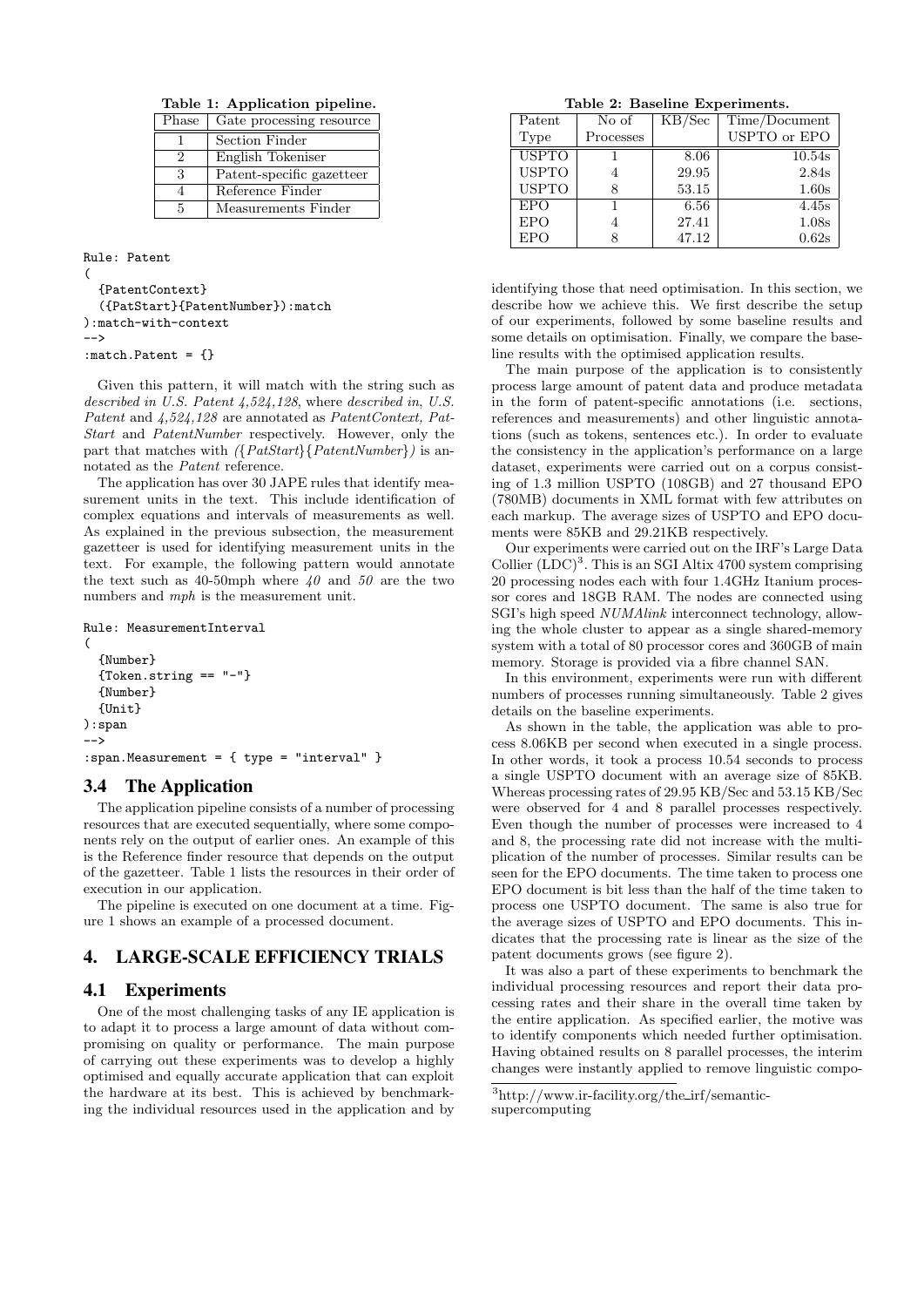**Table 1: Application pipeline.**

| Phase | Gate processing resource |
|---|---|
| 1 | Section Finder |
| 2 | English Tokeniser |
| 3 | Patent-specific gazetteer |
| 4 | Reference Finder |
| 5 | Measurements Finder |

```
Rule: Patent
(
  {PatentContext}
  ({PatStart}{PatentNumber}):match
):match-with-context
-->
:match.Patent = {}
```

Given this pattern, it will match with the string such as *described in U.S. Patent 4,524,128*, where *described in*, *U.S. Patent* and *4,524,128* are annotated as *PatentContext, PatStart* and *PatentNumber* respectively. However, only the part that matches with *({PatStart}{PatentNumber})* is annotated as the *Patent* reference.

The application has over 30 JAPE rules that identify measurement units in the text. This include identification of complex equations and intervals of measurements as well. As explained in the previous subsection, the measurement gazetteer is used for identifying measurement units in the text. For example, the following pattern would annotate the text such as 40-50mph where *40* and *50* are the two numbers and *mph* is the measurement unit.

```
Rule: MeasurementInterval
(
  {Number}
  {Token.string == "-"}
  {Number}
  {Unit}
):span
-->
:span.Measurement = { type = "interval" }
```

### 3.4 The Application

The application pipeline consists of a number of processing resources that are executed sequentially, where some components rely on the output of earlier ones. An example of this is the Reference finder resource that depends on the output of the gazetteer. Table 1 lists the resources in their order of execution in our application.

The pipeline is executed on one document at a time. Figure 1 shows an example of a processed document.

## 4. LARGE-SCALE EFFICIENCY TRIALS

### 4.1 Experiments

One of the most challenging tasks of any IE application is to adapt it to process a large amount of data without compromising on quality or performance. The main purpose of carrying out these experiments was to develop a highly optimised and equally accurate application that can exploit the hardware at its best. This is achieved by benchmarking the individual resources used in the application and by identifying those that need optimisation. In this section, we describe how we achieve this. We first describe the setup of our experiments, followed by some baseline results and some details on optimisation. Finally, we compare the baseline results with the optimised application results.

**Table 2: Baseline Experiments.**

| Patent Type | No of Processes | KB/Sec | Time/Document USPTO or EPO |
|---|---|---|---|
| USPTO | 1 | 8.06 | 10.54s |
| USPTO | 4 | 29.95 | 2.84s |
| USPTO | 8 | 53.15 | 1.60s |
| EPO | 1 | 6.56 | 4.45s |
| EPO | 4 | 27.41 | 1.08s |
| EPO | 8 | 47.12 | 0.62s |

The main purpose of the application is to consistently process large amount of patent data and produce metadata in the form of patent-specific annotations (i.e. sections, references and measurements) and other linguistic annotations (such as tokens, sentences etc.). In order to evaluate the consistency in the application's performance on a large dataset, experiments were carried out on a corpus consisting of 1.3 million USPTO (108GB) and 27 thousand EPO (780MB) documents in XML format with few attributes on each markup. The average sizes of USPTO and EPO documents were 85KB and 29.21KB respectively.

Our experiments were carried out on the IRF's Large Data Collier (LDC)[3]. This is an SGI Altix 4700 system comprising 20 processing nodes each with four 1.4GHz Itanium processor cores and 18GB RAM. The nodes are connected using SGI's high speed *NUMAlink* interconnect technology, allowing the whole cluster to appear as a single shared-memory system with a total of 80 processor cores and 360GB of main memory. Storage is provided via a fibre channel SAN.

In this environment, experiments were run with different numbers of processes running simultaneously. Table 2 gives details on the baseline experiments.

As shown in the table, the application was able to process 8.06KB per second when executed in a single process. In other words, it took a process 10.54 seconds to process a single USPTO document with an average size of 85KB. Whereas processing rates of 29.95 KB/Sec and 53.15 KB/Sec were observed for 4 and 8 parallel processes respectively. Even though the number of processes were increased to 4 and 8, the processing rate did not increase with the multiplication of the number of processes. Similar results can be seen for the EPO documents. The time taken to process one EPO document is bit less than the half of the time taken to process one USPTO document. The same is also true for the average sizes of USPTO and EPO documents. This indicates that the processing rate is linear as the size of the patent documents grows (see figure 2).

It was also a part of these experiments to benchmark the individual processing resources and report their data processing rates and their share in the overall time taken by the entire application. As specified earlier, the motive was to identify components which needed further optimisation. Having obtained results on 8 parallel processes, the interim changes were instantly applied to remove linguistic compo-

[3]http://www.ir-facility.org/the_irf/semantic-supercomputing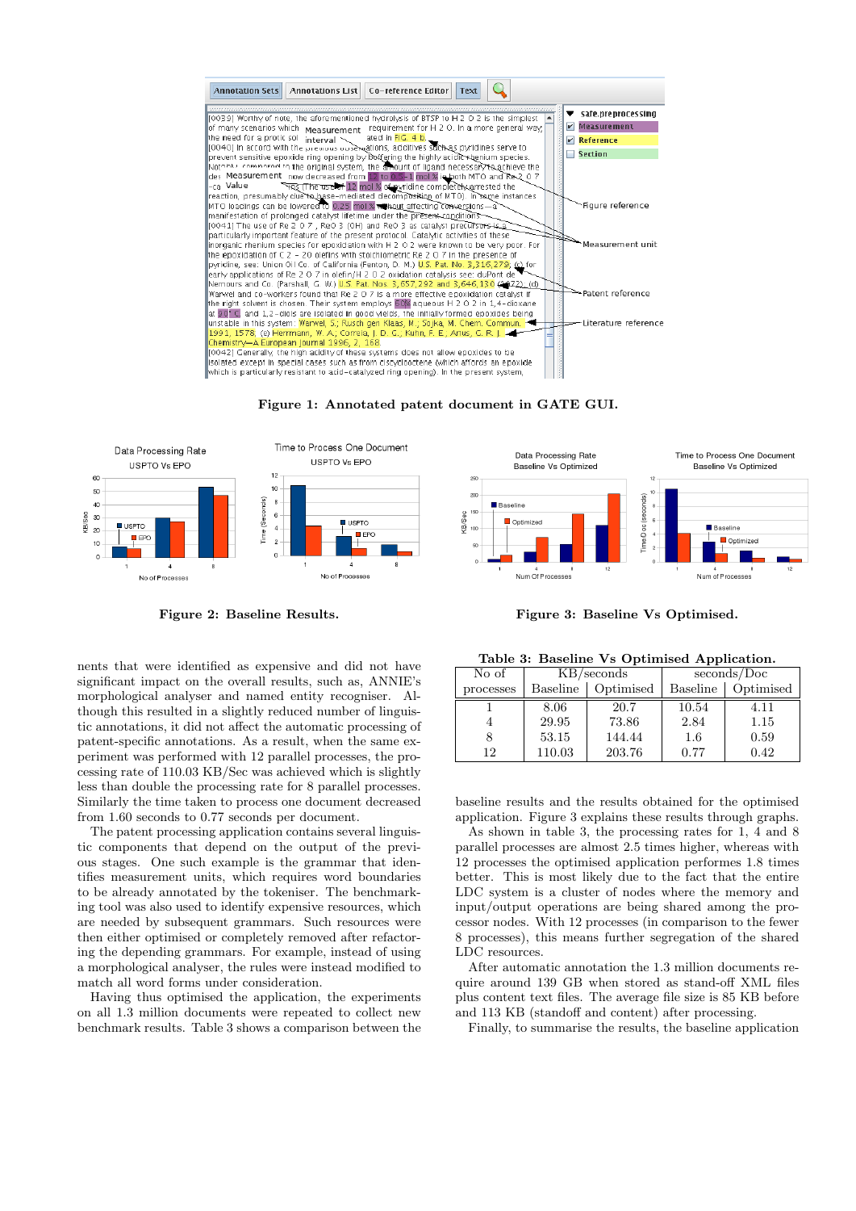Figure 1: Annotated patent document in GATE GUI.

Figure 2: Baseline Results.

Figure 3: Baseline Vs Optimised.

nents that were identified as expensive and did not have significant impact on the overall results, such as, ANNIE's morphological analyser and named entity recogniser. Although this resulted in a slightly reduced number of linguistic annotations, it did not affect the automatic processing of patent-specific annotations. As a result, when the same experiment was performed with 12 parallel processes, the processing rate of 110.03 KB/Sec was achieved which is slightly less than double the processing rate for 8 parallel processes. Similarly the time taken to process one document decreased from 1.60 seconds to 0.77 seconds per document.

The patent processing application contains several linguistic components that depend on the output of the previous stages. One such example is the grammar that identifies measurement units, which requires word boundaries to be already annotated by the tokeniser. The benchmarking tool was also used to identify expensive resources, which are needed by subsequent grammars. Such resources were then either optimised or completely removed after refactoring the depending grammars. For example, instead of using a morphological analyser, the rules were instead modified to match all word forms under consideration.

Having thus optimised the application, the experiments on all 1.3 million documents were repeated to collect new benchmark results. Table 3 shows a comparison between the baseline results and the results obtained for the optimised application. Figure 3 explains these results through graphs.

**Table 3: Baseline Vs Optimised Application.**

| No of | KB/seconds | | seconds/Doc | |
|---|---|---|---|---|
| processes | Baseline | Optimised | Baseline | Optimised |
| 1 | 8.06 | 20.7 | 10.54 | 4.11 |
| 4 | 29.95 | 73.86 | 2.84 | 1.15 |
| 8 | 53.15 | 144.44 | 1.6 | 0.59 |
| 12 | 110.03 | 203.76 | 0.77 | 0.42 |

As shown in table 3, the processing rates for 1, 4 and 8 parallel processes are almost 2.5 times higher, whereas with 12 processes the optimised application performes 1.8 times better. This is most likely due to the fact that the entire LDC system is a cluster of nodes where the memory and input/output operations are being shared among the processor nodes. With 12 processes (in comparison to the fewer 8 processes), this means further segregation of the shared LDC resources.

After automatic annotation the 1.3 million documents require around 139 GB when stored as stand-off XML files plus content text files. The average file size is 85 KB before and 113 KB (standoff and content) after processing.

Finally, to summarise the results, the baseline application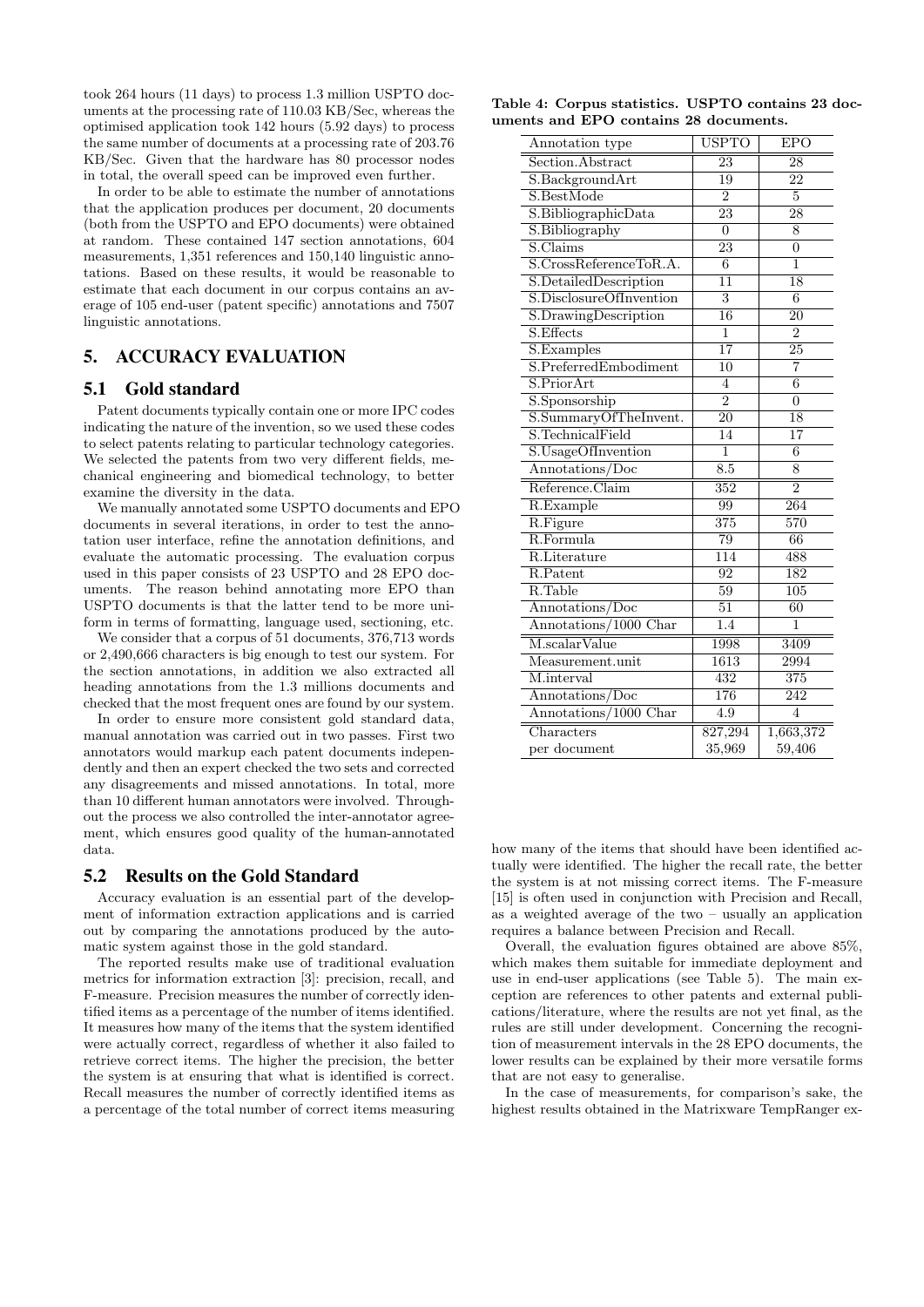took 264 hours (11 days) to process 1.3 million USPTO documents at the processing rate of 110.03 KB/Sec, whereas the optimised application took 142 hours (5.92 days) to process the same number of documents at a processing rate of 203.76 KB/Sec. Given that the hardware has 80 processor nodes in total, the overall speed can be improved even further.

In order to be able to estimate the number of annotations that the application produces per document, 20 documents (both from the USPTO and EPO documents) were obtained at random. These contained 147 section annotations, 604 measurements, 1,351 references and 150,140 linguistic annotations. Based on these results, it would be reasonable to estimate that each document in our corpus contains an average of 105 end-user (patent specific) annotations and 7507 linguistic annotations.

## 5. ACCURACY EVALUATION

### 5.1 Gold standard

Patent documents typically contain one or more IPC codes indicating the nature of the invention, so we used these codes to select patents relating to particular technology categories. We selected the patents from two very different fields, mechanical engineering and biomedical technology, to better examine the diversity in the data.

We manually annotated some USPTO documents and EPO documents in several iterations, in order to test the annotation user interface, refine the annotation definitions, and evaluate the automatic processing. The evaluation corpus used in this paper consists of 23 USPTO and 28 EPO documents. The reason behind annotating more EPO than USPTO documents is that the latter tend to be more uniform in terms of formatting, language used, sectioning, etc.

We consider that a corpus of 51 documents, 376,713 words or 2,490,666 characters is big enough to test our system. For the section annotations, in addition we also extracted all heading annotations from the 1.3 millions documents and checked that the most frequent ones are found by our system.

In order to ensure more consistent gold standard data, manual annotation was carried out in two passes. First two annotators would markup each patent documents independently and then an expert checked the two sets and corrected any disagreements and missed annotations. In total, more than 10 different human annotators were involved. Throughout the process we also controlled the inter-annotator agreement, which ensures good quality of the human-annotated data.

### 5.2 Results on the Gold Standard

Accuracy evaluation is an essential part of the development of information extraction applications and is carried out by comparing the annotations produced by the automatic system against those in the gold standard.

The reported results make use of traditional evaluation metrics for information extraction [3]: precision, recall, and F-measure. Precision measures the number of correctly identified items as a percentage of the number of items identified. It measures how many of the items that the system identified were actually correct, regardless of whether it also failed to retrieve correct items. The higher the precision, the better the system is at ensuring that what is identified is correct. Recall measures the number of correctly identified items as a percentage of the total number of correct items measuring how many of the items that should have been identified actually were identified. The higher the recall rate, the better the system is at not missing correct items. The F-measure [15] is often used in conjunction with Precision and Recall, as a weighted average of the two – usually an application requires a balance between Precision and Recall.

Overall, the evaluation figures obtained are above 85%, which makes them suitable for immediate deployment and use in end-user applications (see Table 5). The main exception are references to other patents and external publications/literature, where the results are not yet final, as the rules are still under development. Concerning the recognition of measurement intervals in the 28 EPO documents, the lower results can be explained by their more versatile forms that are not easy to generalise.

In the case of measurements, for comparison's sake, the highest results obtained in the Matrixware TempRanger ex-

**Table 4: Corpus statistics. USPTO contains 23 documents and EPO contains 28 documents.**

| Annotation type | USPTO | EPO |
|---|---|---|
| Section.Abstract | 23 | 28 |
| S.BackgroundArt | 19 | 22 |
| S.BestMode | 2 | 5 |
| S.BibliographicData | 23 | 28 |
| S.Bibliography | 0 | 8 |
| S.Claims | 23 | 0 |
| S.CrossReferenceToR.A. | 6 | 1 |
| S.DetailedDescription | 11 | 18 |
| S.DisclosureOfInvention | 3 | 6 |
| S.DrawingDescription | 16 | 20 |
| S.Effects | 1 | 2 |
| S.Examples | 17 | 25 |
| S.PreferredEmbodiment | 10 | 7 |
| S.PriorArt | 4 | 6 |
| S.Sponsorship | 2 | 0 |
| S.SummaryOfTheInvent. | 20 | 18 |
| S.TechnicalField | 14 | 17 |
| S.UsageOfInvention | 1 | 6 |
| Annotations/Doc | 8.5 | 8 |
| Reference.Claim | 352 | 2 |
| R.Example | 99 | 264 |
| R.Figure | 375 | 570 |
| R.Formula | 79 | 66 |
| R.Literature | 114 | 488 |
| R.Patent | 92 | 182 |
| R.Table | 59 | 105 |
| Annotations/Doc | 51 | 60 |
| Annotations/1000 Char | 1.4 | 1 |
| M.scalarValue | 1998 | 3409 |
| Measurement.unit | 1613 | 2994 |
| M.interval | 432 | 375 |
| Annotations/Doc | 176 | 242 |
| Annotations/1000 Char | 4.9 | 4 |
| Characters | 827,294 | 1,663,372 |
| per document | 35,969 | 59,406 |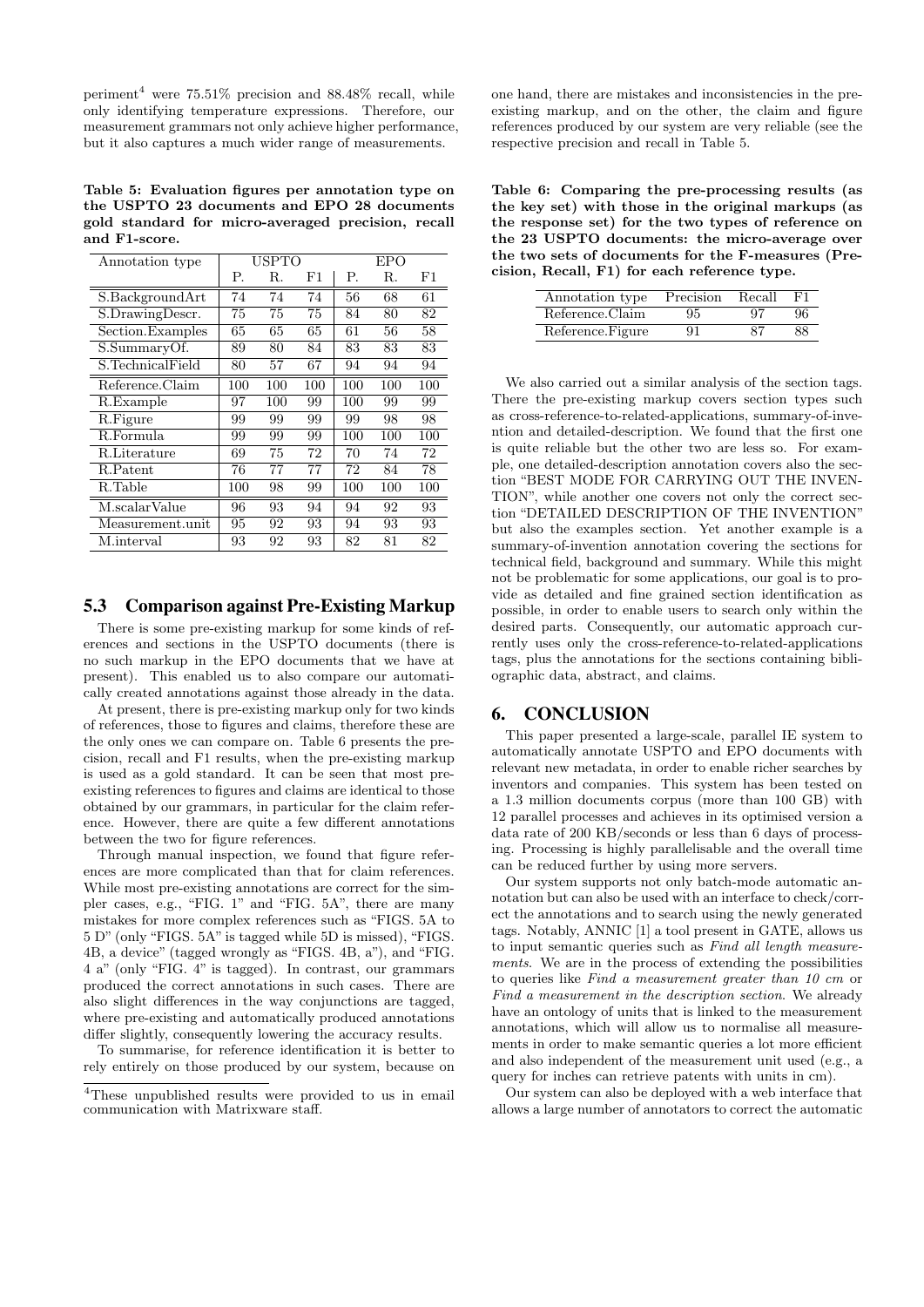periment[4] were 75.51% precision and 88.48% recall, while only identifying temperature expressions. Therefore, our measurement grammars not only achieve higher performance, but it also captures a much wider range of measurements.

**Table 5: Evaluation figures per annotation type on the USPTO 23 documents and EPO 28 documents gold standard for micro-averaged precision, recall and F1-score.**

| Annotation type | USPTO | | | EPO | | |
|---|---|---|---|---|---|---|
| | P. | R. | F1 | P. | R. | F1 |
| S.BackgroundArt | 74 | 74 | 74 | 56 | 68 | 61 |
| S.DrawingDescr. | 75 | 75 | 75 | 84 | 80 | 82 |
| Section.Examples | 65 | 65 | 65 | 61 | 56 | 58 |
| S.SummaryOf. | 89 | 80 | 84 | 83 | 83 | 83 |
| S.TechnicalField | 80 | 57 | 67 | 94 | 94 | 94 |
| Reference.Claim | 100 | 100 | 100 | 100 | 100 | 100 |
| R.Example | 97 | 100 | 99 | 100 | 99 | 99 |
| R.Figure | 99 | 99 | 99 | 99 | 98 | 98 |
| R.Formula | 99 | 99 | 99 | 100 | 100 | 100 |
| R.Literature | 69 | 75 | 72 | 70 | 74 | 72 |
| R.Patent | 76 | 77 | 77 | 72 | 84 | 78 |
| R.Table | 100 | 98 | 99 | 100 | 100 | 100 |
| M.scalarValue | 96 | 93 | 94 | 94 | 92 | 93 |
| Measurement.unit | 95 | 92 | 93 | 94 | 93 | 93 |
| M.interval | 93 | 92 | 93 | 82 | 81 | 82 |

## 5.3 Comparison against Pre-Existing Markup

There is some pre-existing markup for some kinds of references and sections in the USPTO documents (there is no such markup in the EPO documents that we have at present). This enabled us to also compare our automatically created annotations against those already in the data.

At present, there is pre-existing markup only for two kinds of references, those to figures and claims, therefore these are the only ones we can compare on. Table 6 presents the precision, recall and F1 results, when the pre-existing markup is used as a gold standard. It can be seen that most pre-existing references to figures and claims are identical to those obtained by our grammars, in particular for the claim reference. However, there are quite a few different annotations between the two for figure references.

Through manual inspection, we found that figure references are more complicated than that for claim references. While most pre-existing annotations are correct for the simpler cases, e.g., "FIG. 1" and "FIG. 5A", there are many mistakes for more complex references such as "FIGS. 5A to 5 D" (only "FIGS. 5A" is tagged while 5D is missed), "FIGS. 4B, a device" (tagged wrongly as "FIGS. 4B, a"), and "FIG. 4 a" (only "FIG. 4" is tagged). In contrast, our grammars produced the correct annotations in such cases. There are also slight differences in the way conjunctions are tagged, where pre-existing and automatically produced annotations differ slightly, consequently lowering the accuracy results.

To summarise, for reference identification it is better to rely entirely on those produced by our system, because on one hand, there are mistakes and inconsistencies in the pre-existing markup, and on the other, the claim and figure references produced by our system are very reliable (see the respective precision and recall in Table 5.

[4]These unpublished results were provided to us in email communication with Matrixware staff.

**Table 6: Comparing the pre-processing results (as the key set) with those in the original markups (as the response set) for the two types of reference on the 23 USPTO documents: the micro-average over the two sets of documents for the F-measures (Precision, Recall, F1) for each reference type.**

| Annotation type | Precision | Recall | F1 |
|---|---|---|---|
| Reference.Claim | 95 | 97 | 96 |
| Reference.Figure | 91 | 87 | 88 |

We also carried out a similar analysis of the section tags. There the pre-existing markup covers section types such as cross-reference-to-related-applications, summary-of-invention and detailed-description. We found that the first one is quite reliable but the other two are less so. For example, one detailed-description annotation covers also the section "BEST MODE FOR CARRYING OUT THE INVENTION", while another one covers not only the correct section "DETAILED DESCRIPTION OF THE INVENTION" but also the examples section. Yet another example is a summary-of-invention annotation covering the sections for technical field, background and summary. While this might not be problematic for some applications, our goal is to provide as detailed and fine grained section identification as possible, in order to enable users to search only within the desired parts. Consequently, our automatic approach currently uses only the cross-reference-to-related-applications tags, plus the annotations for the sections containing bibliographic data, abstract, and claims.

# 6. CONCLUSION

This paper presented a large-scale, parallel IE system to automatically annotate USPTO and EPO documents with relevant new metadata, in order to enable richer searches by inventors and companies. This system has been tested on a 1.3 million documents corpus (more than 100 GB) with 12 parallel processes and achieves in its optimised version a data rate of 200 KB/seconds or less than 6 days of processing. Processing is highly parallelisable and the overall time can be reduced further by using more servers.

Our system supports not only batch-mode automatic annotation but can also be used with an interface to check/correct the annotations and to search using the newly generated tags. Notably, ANNIC [1] a tool present in GATE, allows us to input semantic queries such as *Find all length measurements*. We are in the process of extending the possibilities to queries like *Find a measurement greater than 10 cm* or *Find a measurement in the description section*. We already have an ontology of units that is linked to the measurement annotations, which will allow us to normalise all measurements in order to make semantic queries a lot more efficient and also independent of the measurement unit used (e.g., a query for inches can retrieve patents with units in cm).

Our system can also be deployed with a web interface that allows a large number of annotators to correct the automatic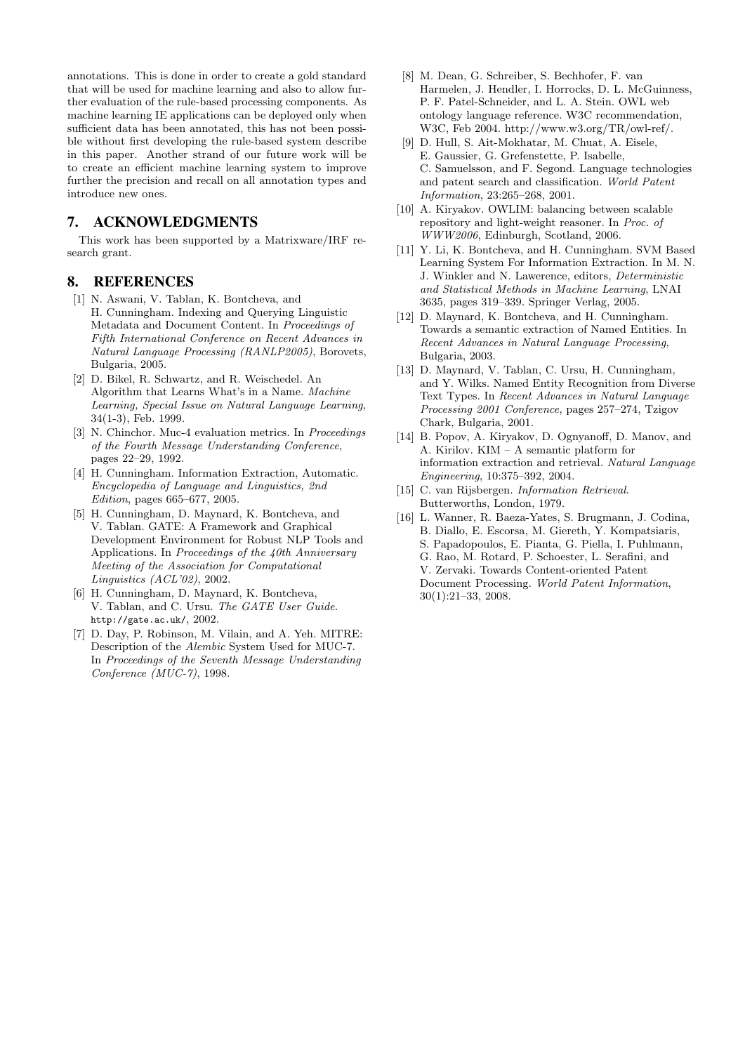annotations. This is done in order to create a gold standard that will be used for machine learning and also to allow further evaluation of the rule-based processing components. As machine learning IE applications can be deployed only when sufficient data has been annotated, this has not been possible without first developing the rule-based system describe in this paper. Another strand of our future work will be to create an efficient machine learning system to improve further the precision and recall on all annotation types and introduce new ones.

## 7. ACKNOWLEDGMENTS

This work has been supported by a Matrixware/IRF research grant.

## 8. REFERENCES

[1] N. Aswani, V. Tablan, K. Bontcheva, and H. Cunningham. Indexing and Querying Linguistic Metadata and Document Content. In *Proceedings of Fifth International Conference on Recent Advances in Natural Language Processing (RANLP2005)*, Borovets, Bulgaria, 2005.

[2] D. Bikel, R. Schwartz, and R. Weischedel. An Algorithm that Learns What's in a Name. *Machine Learning, Special Issue on Natural Language Learning*, 34(1-3), Feb. 1999.

[3] N. Chinchor. Muc-4 evaluation metrics. In *Proceedings of the Fourth Message Understanding Conference*, pages 22–29, 1992.

[4] H. Cunningham. Information Extraction, Automatic. *Encyclopedia of Language and Linguistics, 2nd Edition*, pages 665–677, 2005.

[5] H. Cunningham, D. Maynard, K. Bontcheva, and V. Tablan. GATE: A Framework and Graphical Development Environment for Robust NLP Tools and Applications. In *Proceedings of the 40th Anniversary Meeting of the Association for Computational Linguistics (ACL'02)*, 2002.

[6] H. Cunningham, D. Maynard, K. Bontcheva, V. Tablan, and C. Ursu. *The GATE User Guide*. `http://gate.ac.uk/`, 2002.

[7] D. Day, P. Robinson, M. Vilain, and A. Yeh. MITRE: Description of the *Alembic* System Used for MUC-7. In *Proceedings of the Seventh Message Understanding Conference (MUC-7)*, 1998.

[8] M. Dean, G. Schreiber, S. Bechhofer, F. van Harmelen, J. Hendler, I. Horrocks, D. L. McGuinness, P. F. Patel-Schneider, and L. A. Stein. OWL web ontology language reference. W3C recommendation, W3C, Feb 2004. http://www.w3.org/TR/owl-ref/.

[9] D. Hull, S. Ait-Mokhatar, M. Chuat, A. Eisele, E. Gaussier, G. Grefenstette, P. Isabelle, C. Samuelsson, and F. Segond. Language technologies and patent search and classification. *World Patent Information*, 23:265–268, 2001.

[10] A. Kiryakov. OWLIM: balancing between scalable repository and light-weight reasoner. In *Proc. of WWW2006*, Edinburgh, Scotland, 2006.

[11] Y. Li, K. Bontcheva, and H. Cunningham. SVM Based Learning System For Information Extraction. In M. N. J. Winkler and N. Lawerence, editors, *Deterministic and Statistical Methods in Machine Learning*, LNAI 3635, pages 319–339. Springer Verlag, 2005.

[12] D. Maynard, K. Bontcheva, and H. Cunningham. Towards a semantic extraction of Named Entities. In *Recent Advances in Natural Language Processing*, Bulgaria, 2003.

[13] D. Maynard, V. Tablan, C. Ursu, H. Cunningham, and Y. Wilks. Named Entity Recognition from Diverse Text Types. In *Recent Advances in Natural Language Processing 2001 Conference*, pages 257–274, Tzigov Chark, Bulgaria, 2001.

[14] B. Popov, A. Kiryakov, D. Ognyanoff, D. Manov, and A. Kirilov. KIM – A semantic platform for information extraction and retrieval. *Natural Language Engineering*, 10:375–392, 2004.

[15] C. van Rijsbergen. *Information Retrieval*. Butterworths, London, 1979.

[16] L. Wanner, R. Baeza-Yates, S. Brugmann, J. Codina, B. Diallo, E. Escorsa, M. Giereth, Y. Kompatsiaris, S. Papadopoulos, E. Pianta, G. Piella, I. Puhlmann, G. Rao, M. Rotard, P. Schoester, L. Serafini, and V. Zervaki. Towards Content-oriented Patent Document Processing. *World Patent Information*, 30(1):21–33, 2008.